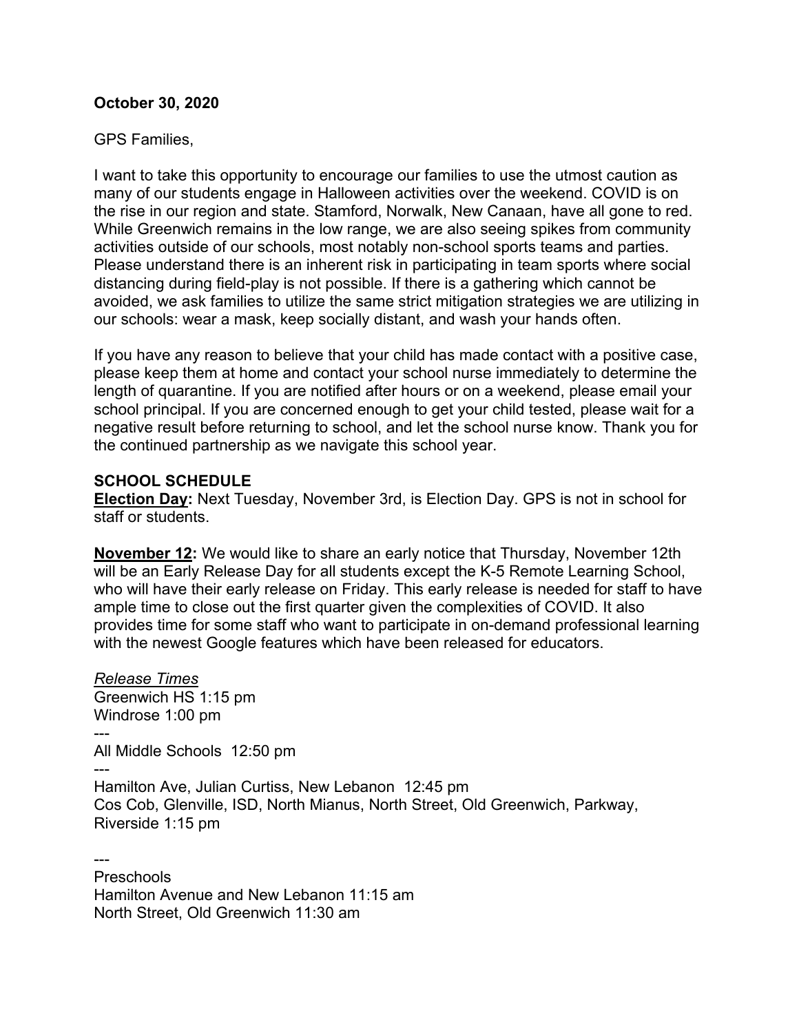**October 30, 2020**

GPS Families,

I want to take this opportunity to encourage our families to use the utmost caution as many of our students engage in Halloween activities over the weekend. COVID is on the rise in our region and state. Stamford, Norwalk, New Canaan, have all gone to red. While Greenwich remains in the low range, we are also seeing spikes from community activities outside of our schools, most notably non-school sports teams and parties. Please understand there is an inherent risk in participating in team sports where social distancing during field-play is not possible. If there is a gathering which cannot be avoided, we ask families to utilize the same strict mitigation strategies we are utilizing in our schools: wear a mask, keep socially distant, and wash your hands often.

If you have any reason to believe that your child has made contact with a positive case, please keep them at home and contact your school nurse immediately to determine the length of quarantine. If you are notified after hours or on a weekend, please email your school principal. If you are concerned enough to get your child tested, please wait for a negative result before returning to school, and let the school nurse know. Thank you for the continued partnership as we navigate this school year.

**SCHOOL SCHEDULE**

**Election Day:** Next Tuesday, November 3rd, is Election Day. GPS is not in school for staff or students.

**November 12:** We would like to share an early notice that Thursday, November 12th will be an Early Release Day for all students except the K-5 Remote Learning School, who will have their early release on Friday. This early release is needed for staff to have ample time to close out the first quarter given the complexities of COVID. It also provides time for some staff who want to participate in on-demand professional learning with the newest Google features which have been released for educators.

*Release Times*

Greenwich HS 1:15 pm
Windrose 1:00 pm

---

All Middle Schools 12:50 pm

---

Hamilton Ave, Julian Curtiss, New Lebanon 12:45 pm
Cos Cob, Glenville, ISD, North Mianus, North Street, Old Greenwich, Parkway, Riverside 1:15 pm

---

Preschools
Hamilton Avenue and New Lebanon 11:15 am
North Street, Old Greenwich 11:30 am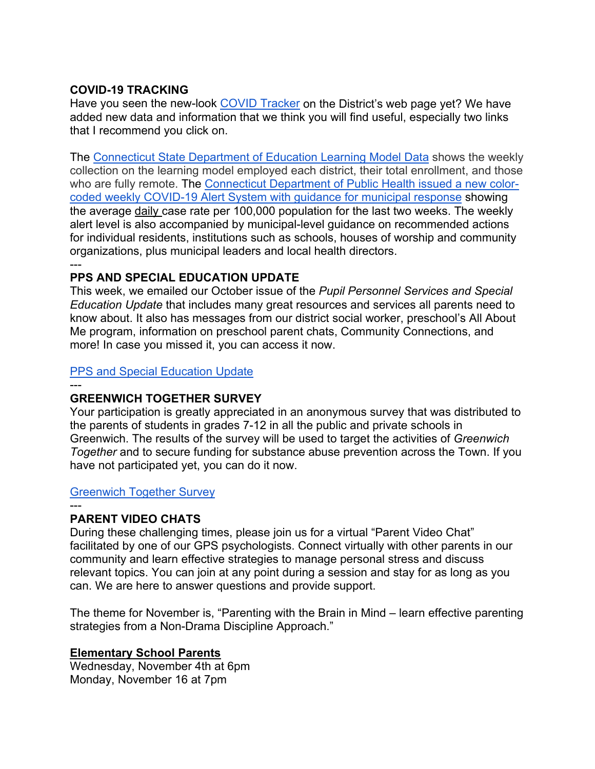**COVID-19 TRACKING**
Have you seen the new-look COVID Tracker on the District's web page yet? We have added new data and information that we think you will find useful, especially two links that I recommend you click on.

The Connecticut State Department of Education Learning Model Data shows the weekly collection on the learning model employed each district, their total enrollment, and those who are fully remote. The Connecticut Department of Public Health issued a new color-coded weekly COVID-19 Alert System with guidance for municipal response showing the average daily case rate per 100,000 population for the last two weeks. The weekly alert level is also accompanied by municipal-level guidance on recommended actions for individual residents, institutions such as schools, houses of worship and community organizations, plus municipal leaders and local health directors.

---

**PPS AND SPECIAL EDUCATION UPDATE**
This week, we emailed our October issue of the *Pupil Personnel Services and Special Education Update* that includes many great resources and services all parents need to know about. It also has messages from our district social worker, preschool's All About Me program, information on preschool parent chats, Community Connections, and more! In case you missed it, you can access it now.

PPS and Special Education Update

---

**GREENWICH TOGETHER SURVEY**
Your participation is greatly appreciated in an anonymous survey that was distributed to the parents of students in grades 7-12 in all the public and private schools in Greenwich. The results of the survey will be used to target the activities of *Greenwich Together* and to secure funding for substance abuse prevention across the Town. If you have not participated yet, you can do it now.

Greenwich Together Survey

---

**PARENT VIDEO CHATS**
During these challenging times, please join us for a virtual "Parent Video Chat" facilitated by one of our GPS psychologists. Connect virtually with other parents in our community and learn effective strategies to manage personal stress and discuss relevant topics. You can join at any point during a session and stay for as long as you can. We are here to answer questions and provide support.

The theme for November is, "Parenting with the Brain in Mind – learn effective parenting strategies from a Non-Drama Discipline Approach."

**Elementary School Parents**
Wednesday, November 4th at 6pm
Monday, November 16 at 7pm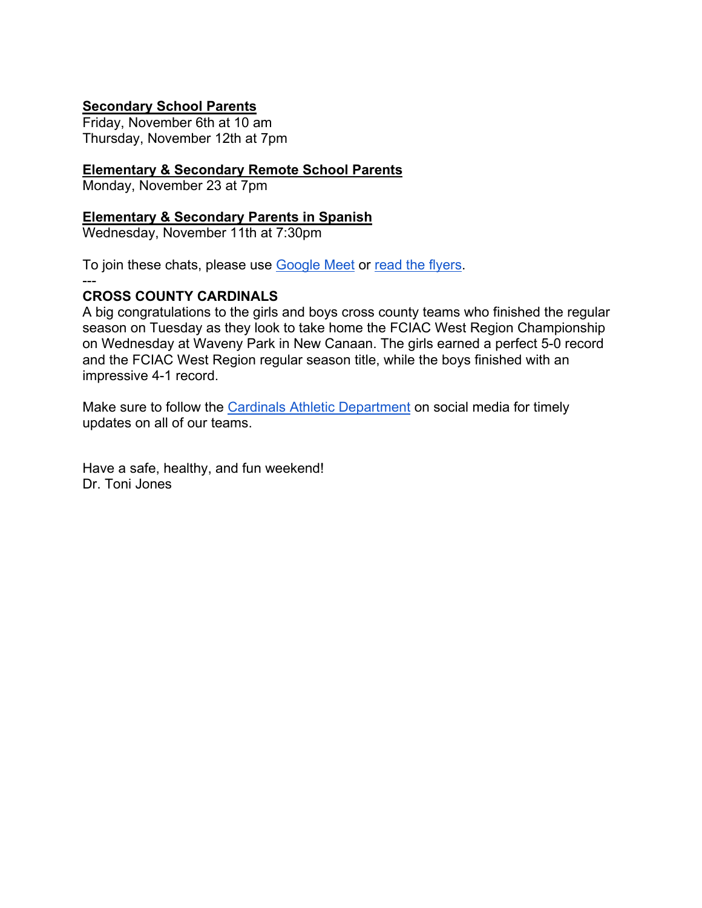**Secondary School Parents**
Friday, November 6th at 10 am
Thursday, November 12th at 7pm

**Elementary & Secondary Remote School Parents**
Monday, November 23 at 7pm

**Elementary & Secondary Parents in Spanish**
Wednesday, November 11th at 7:30pm

To join these chats, please use Google Meet or read the flyers.

---

**CROSS COUNTY CARDINALS**

A big congratulations to the girls and boys cross county teams who finished the regular season on Tuesday as they look to take home the FCIAC West Region Championship on Wednesday at Waveny Park in New Canaan. The girls earned a perfect 5-0 record and the FCIAC West Region regular season title, while the boys finished with an impressive 4-1 record.

Make sure to follow the Cardinals Athletic Department on social media for timely updates on all of our teams.

Have a safe, healthy, and fun weekend!
Dr. Toni Jones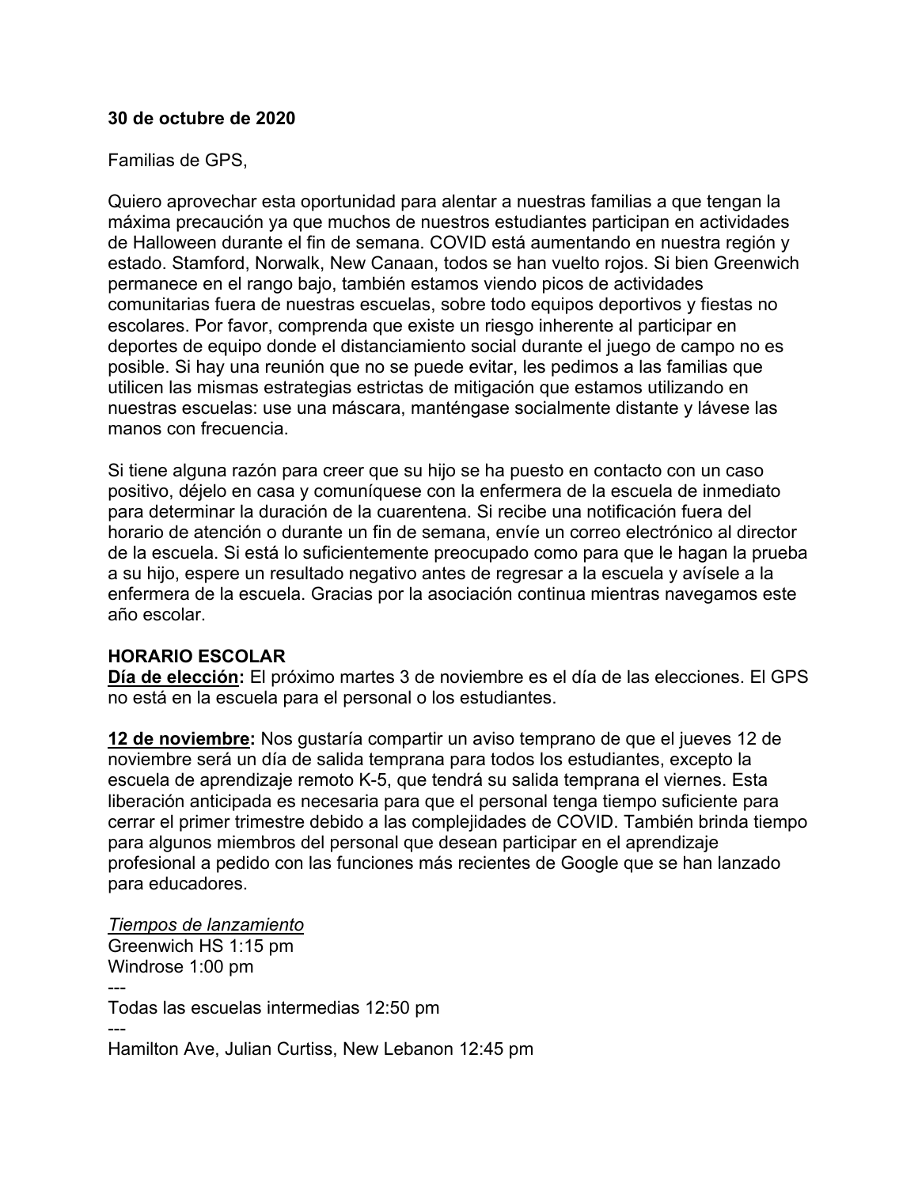**30 de octubre de 2020**

Familias de GPS,

Quiero aprovechar esta oportunidad para alentar a nuestras familias a que tengan la máxima precaución ya que muchos de nuestros estudiantes participan en actividades de Halloween durante el fin de semana. COVID está aumentando en nuestra región y estado. Stamford, Norwalk, New Canaan, todos se han vuelto rojos. Si bien Greenwich permanece en el rango bajo, también estamos viendo picos de actividades comunitarias fuera de nuestras escuelas, sobre todo equipos deportivos y fiestas no escolares. Por favor, comprenda que existe un riesgo inherente al participar en deportes de equipo donde el distanciamiento social durante el juego de campo no es posible. Si hay una reunión que no se puede evitar, les pedimos a las familias que utilicen las mismas estrategias estrictas de mitigación que estamos utilizando en nuestras escuelas: use una máscara, manténgase socialmente distante y lávese las manos con frecuencia.

Si tiene alguna razón para creer que su hijo se ha puesto en contacto con un caso positivo, déjelo en casa y comuníquese con la enfermera de la escuela de inmediato para determinar la duración de la cuarentena. Si recibe una notificación fuera del horario de atención o durante un fin de semana, envíe un correo electrónico al director de la escuela. Si está lo suficientemente preocupado como para que le hagan la prueba a su hijo, espere un resultado negativo antes de regresar a la escuela y avísele a la enfermera de la escuela. Gracias por la asociación continua mientras navegamos este año escolar.

**HORARIO ESCOLAR**

**<u>Día de elección</u>:** El próximo martes 3 de noviembre es el día de las elecciones. El GPS no está en la escuela para el personal o los estudiantes.

**<u>12 de noviembre</u>:** Nos gustaría compartir un aviso temprano de que el jueves 12 de noviembre será un día de salida temprana para todos los estudiantes, excepto la escuela de aprendizaje remoto K-5, que tendrá su salida temprana el viernes. Esta liberación anticipada es necesaria para que el personal tenga tiempo suficiente para cerrar el primer trimestre debido a las complejidades de COVID. También brinda tiempo para algunos miembros del personal que desean participar en el aprendizaje profesional a pedido con las funciones más recientes de Google que se han lanzado para educadores.

*<u>Tiempos de lanzamiento</u>*
Greenwich HS 1:15 pm
Windrose 1:00 pm
---
Todas las escuelas intermedias 12:50 pm
---
Hamilton Ave, Julian Curtiss, New Lebanon 12:45 pm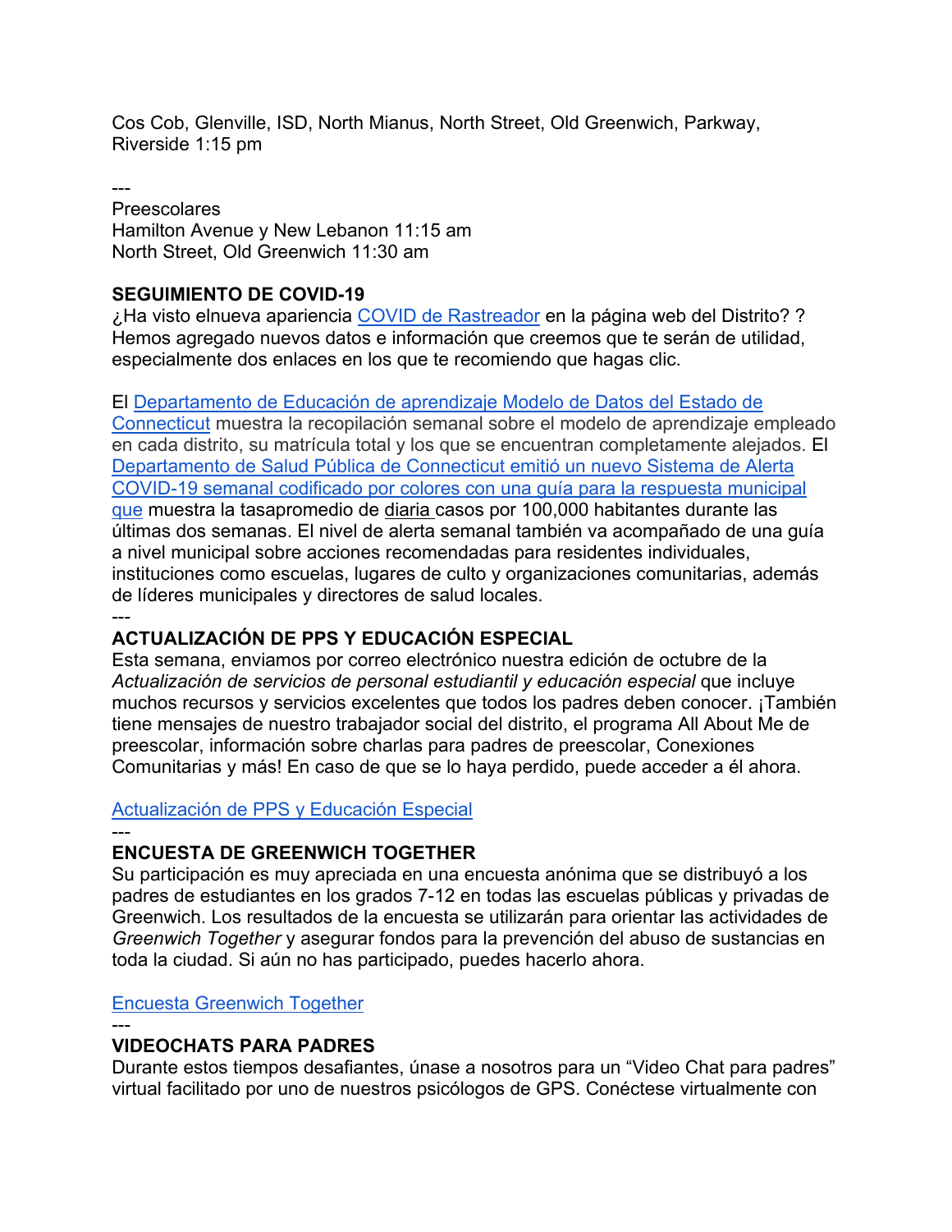Cos Cob, Glenville, ISD, North Mianus, North Street, Old Greenwich, Parkway, Riverside 1:15 pm

---

Preescolares
Hamilton Avenue y New Lebanon 11:15 am
North Street, Old Greenwich 11:30 am

**SEGUIMIENTO DE COVID-19**
¿Ha visto elnueva apariencia COVID de Rastreador en la página web del Distrito? ? Hemos agregado nuevos datos e información que creemos que te serán de utilidad, especialmente dos enlaces en los que te recomiendo que hagas clic.

El Departamento de Educación de aprendizaje Modelo de Datos del Estado de Connecticut muestra la recopilación semanal sobre el modelo de aprendizaje empleado en cada distrito, su matrícula total y los que se encuentran completamente alejados. El Departamento de Salud Pública de Connecticut emitió un nuevo Sistema de Alerta COVID-19 semanal codificado por colores con una guía para la respuesta municipal que muestra la tasapromedio de diaria casos por 100,000 habitantes durante las últimas dos semanas. El nivel de alerta semanal también va acompañado de una guía a nivel municipal sobre acciones recomendadas para residentes individuales, instituciones como escuelas, lugares de culto y organizaciones comunitarias, además de líderes municipales y directores de salud locales.

---

**ACTUALIZACIÓN DE PPS Y EDUCACIÓN ESPECIAL**
Esta semana, enviamos por correo electrónico nuestra edición de octubre de la *Actualización de servicios de personal estudiantil y educación especial* que incluye muchos recursos y servicios excelentes que todos los padres deben conocer. ¡También tiene mensajes de nuestro trabajador social del distrito, el programa All About Me de preescolar, información sobre charlas para padres de preescolar, Conexiones Comunitarias y más! En caso de que se lo haya perdido, puede acceder a él ahora.

Actualización de PPS y Educación Especial

---

**ENCUESTA DE GREENWICH TOGETHER**
Su participación es muy apreciada en una encuesta anónima que se distribuyó a los padres de estudiantes en los grados 7-12 en todas las escuelas públicas y privadas de Greenwich. Los resultados de la encuesta se utilizarán para orientar las actividades de *Greenwich Together* y asegurar fondos para la prevención del abuso de sustancias en toda la ciudad. Si aún no has participado, puedes hacerlo ahora.

Encuesta Greenwich Together

---

**VIDEOCHATS PARA PADRES**
Durante estos tiempos desafiantes, únase a nosotros para un "Video Chat para padres" virtual facilitado por uno de nuestros psicólogos de GPS. Conéctese virtualmente con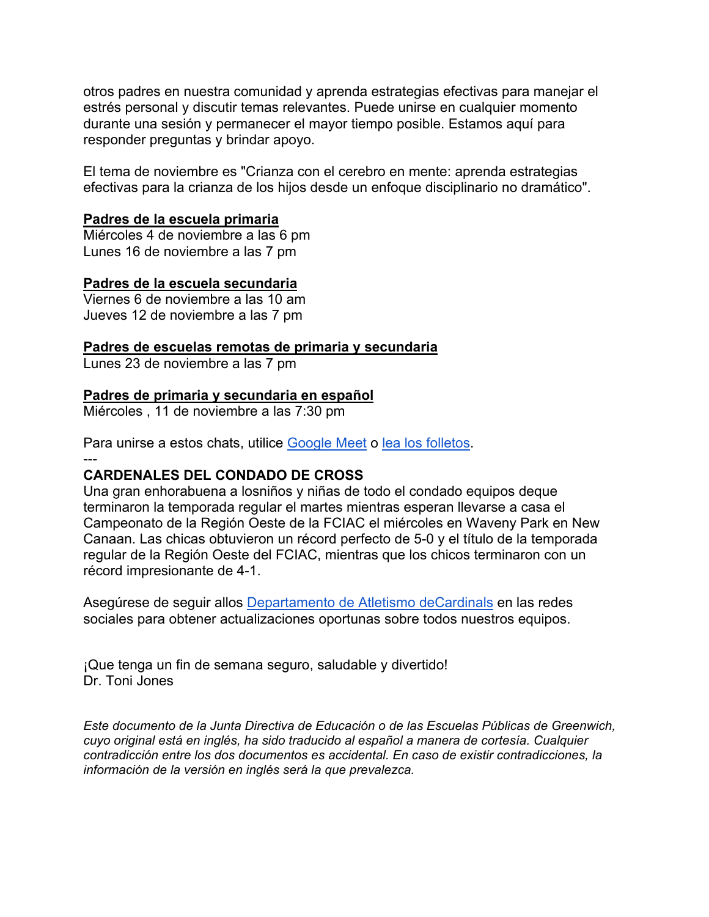otros padres en nuestra comunidad y aprenda estrategias efectivas para manejar el estrés personal y discutir temas relevantes. Puede unirse en cualquier momento durante una sesión y permanecer el mayor tiempo posible. Estamos aquí para responder preguntas y brindar apoyo.

El tema de noviembre es "Crianza con el cerebro en mente: aprenda estrategias efectivas para la crianza de los hijos desde un enfoque disciplinario no dramático".

**Padres de la escuela primaria**
Miércoles 4 de noviembre a las 6 pm
Lunes 16 de noviembre a las 7 pm

**Padres de la escuela secundaria**
Viernes 6 de noviembre a las 10 am
Jueves 12 de noviembre a las 7 pm

**Padres de escuelas remotas de primaria y secundaria**
Lunes 23 de noviembre a las 7 pm

**Padres de primaria y secundaria en español**
Miércoles , 11 de noviembre a las 7:30 pm

Para unirse a estos chats, utilice Google Meet o lea los folletos.

---

**CARDENALES DEL CONDADO DE CROSS**
Una gran enhorabuena a losniños y niñas de todo el condado equipos deque terminaron la temporada regular el martes mientras esperan llevarse a casa el Campeonato de la Región Oeste de la FCIAC el miércoles en Waveny Park en New Canaan. Las chicas obtuvieron un récord perfecto de 5-0 y el título de la temporada regular de la Región Oeste del FCIAC, mientras que los chicos terminaron con un récord impresionante de 4-1.

Asegúrese de seguir allos Departamento de Atletismo deCardinals en las redes sociales para obtener actualizaciones oportunas sobre todos nuestros equipos.

¡Que tenga un fin de semana seguro, saludable y divertido!
Dr. Toni Jones

*Este documento de la Junta Directiva de Educación o de las Escuelas Públicas de Greenwich, cuyo original está en inglés, ha sido traducido al español a manera de cortesía. Cualquier contradicción entre los dos documentos es accidental. En caso de existir contradicciones, la información de la versión en inglés será la que prevalezca.*